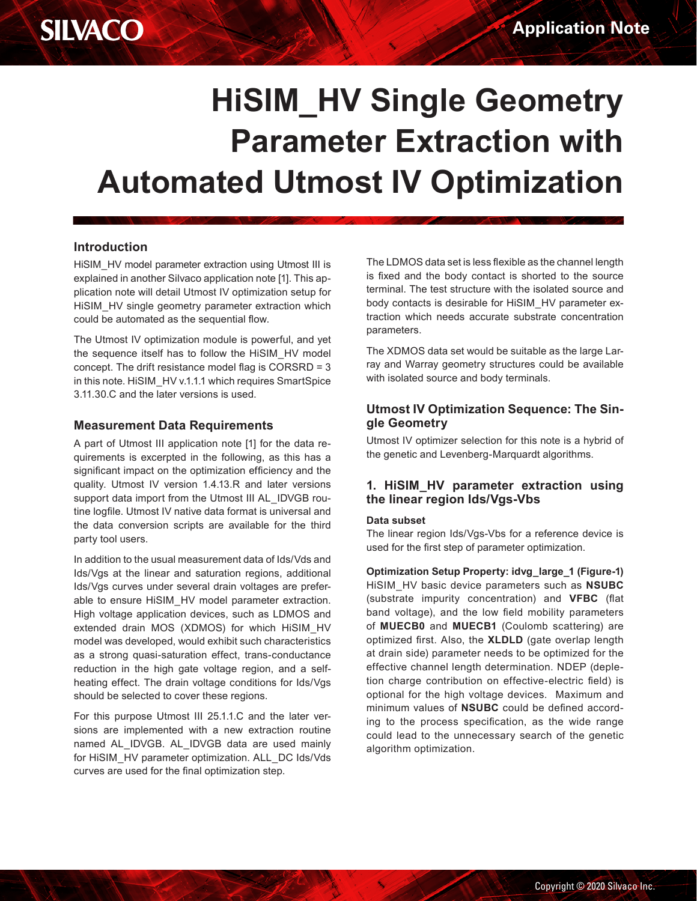# HiSIM_HV Single Geometry Parameter Extraction with Automated Utmost IV Optimization

## Introduction

HiSIM_HV model parameter extraction using Utmost III is explained in another Silvaco application note [1]. This application note will detail Utmost IV optimization setup for HiSIM_HV single geometry parameter extraction which could be automated as the sequential flow.

The Utmost IV optimization module is powerful, and yet the sequence itself has to follow the HiSIM_HV model concept. The drift resistance model flag is CORSRD = 3 in this note. HiSIM_HV v.1.1.1 which requires SmartSpice 3.11.30.C and the later versions is used.

## Measurement Data Requirements

A part of Utmost III application note [1] for the data requirements is excerpted in the following, as this has a significant impact on the optimization efficiency and the quality. Utmost IV version 1.4.13.R and later versions support data import from the Utmost III AL_IDVGB routine logfile. Utmost IV native data format is universal and the data conversion scripts are available for the third party tool users.

In addition to the usual measurement data of Ids/Vds and Ids/Vgs at the linear and saturation regions, additional Ids/Vgs curves under several drain voltages are preferable to ensure HiSIM_HV model parameter extraction. High voltage application devices, such as LDMOS and extended drain MOS (XDMOS) for which HiSIM_HV model was developed, would exhibit such characteristics as a strong quasi-saturation effect, trans-conductance reduction in the high gate voltage region, and a self-heating effect. The drain voltage conditions for Ids/Vgs should be selected to cover these regions.

For this purpose Utmost III 25.1.1.C and the later versions are implemented with a new extraction routine named AL_IDVGB. AL_IDVGB data are used mainly for HiSIM_HV parameter optimization. ALL_DC Ids/Vds curves are used for the final optimization step.

The LDMOS data set is less flexible as the channel length is fixed and the body contact is shorted to the source terminal. The test structure with the isolated source and body contacts is desirable for HiSIM_HV parameter extraction which needs accurate substrate concentration parameters.

The XDMOS data set would be suitable as the large Larray and Warray geometry structures could be available with isolated source and body terminals.

## Utmost IV Optimization Sequence: The Single Geometry

Utmost IV optimizer selection for this note is a hybrid of the genetic and Levenberg-Marquardt algorithms.

### 1. HiSIM_HV parameter extraction using the linear region Ids/Vgs-Vbs

**Data subset**

The linear region Ids/Vgs-Vbs for a reference device is used for the first step of parameter optimization.

**Optimization Setup Property: idvg_large_1 (Figure-1)**

HiSIM_HV basic device parameters such as **NSUBC** (substrate impurity concentration) and **VFBC** (flat band voltage), and the low field mobility parameters of **MUECB0** and **MUECB1** (Coulomb scattering) are optimized first. Also, the **XLDLD** (gate overlap length at drain side) parameter needs to be optimized for the effective channel length determination. NDEP (depletion charge contribution on effective-electric field) is optional for the high voltage devices. Maximum and minimum values of **NSUBC** could be defined according to the process specification, as the wide range could lead to the unnecessary search of the genetic algorithm optimization.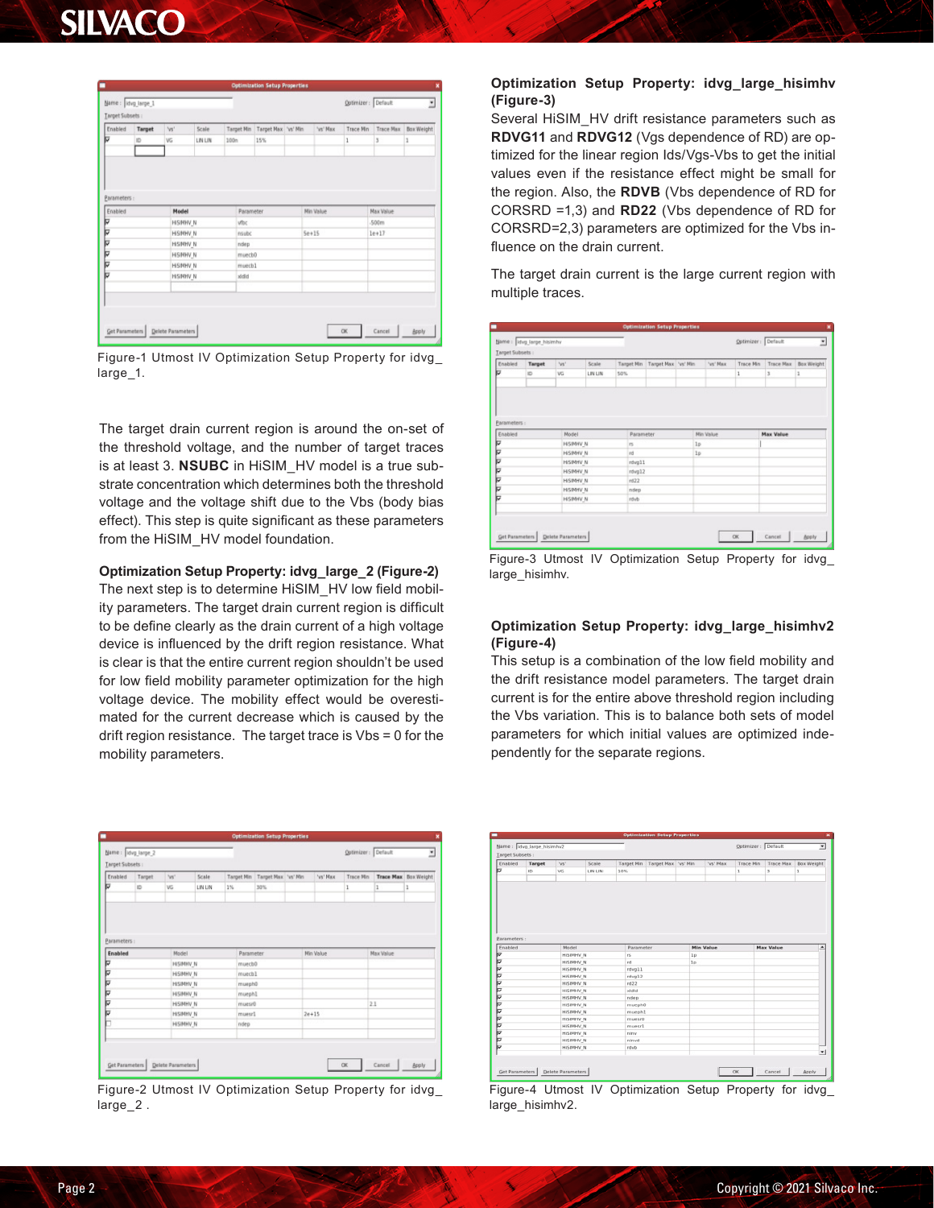Figure-1 Utmost IV Optimization Setup Property for idvg_large_1.

The target drain current region is around the on-set of the threshold voltage, and the number of target traces is at least 3. **NSUBC** in HiSIM_HV model is a true substrate concentration which determines both the threshold voltage and the voltage shift due to the Vbs (body bias effect). This step is quite significant as these parameters from the HiSIM_HV model foundation.

### Optimization Setup Property: idvg_large_2 (Figure-2)

The next step is to determine HiSIM_HV low field mobility parameters. The target drain current region is difficult to be define clearly as the drain current of a high voltage device is influenced by the drift region resistance. What is clear is that the entire current region shouldn't be used for low field mobility parameter optimization for the high voltage device. The mobility effect would be overestimated for the current decrease which is caused by the drift region resistance. The target trace is Vbs = 0 for the mobility parameters.

Figure-2 Utmost IV Optimization Setup Property for idvg_large_2 .

### Optimization Setup Property: idvg_large_hisimhv (Figure-3)

Several HiSIM_HV drift resistance parameters such as **RDVG11** and **RDVG12** (Vgs dependence of RD) are optimized for the linear region Ids/Vgs-Vbs to get the initial values even if the resistance effect might be small for the region. Also, the **RDVB** (Vbs dependence of RD for CORSRD =1,3) and **RD22** (Vbs dependence of RD for CORSRD=2,3) parameters are optimized for the Vbs influence on the drain current.

The target drain current is the large current region with multiple traces.

Figure-3 Utmost IV Optimization Setup Property for idvg_large_hisimhv.

### Optimization Setup Property: idvg_large_hisimhv2 (Figure-4)

This setup is a combination of the low field mobility and the drift resistance model parameters. The target drain current is for the entire above threshold region including the Vbs variation. This is to balance both sets of model parameters for which initial values are optimized independently for the separate regions.

Figure-4 Utmost IV Optimization Setup Property for idvg_large_hisimhv2.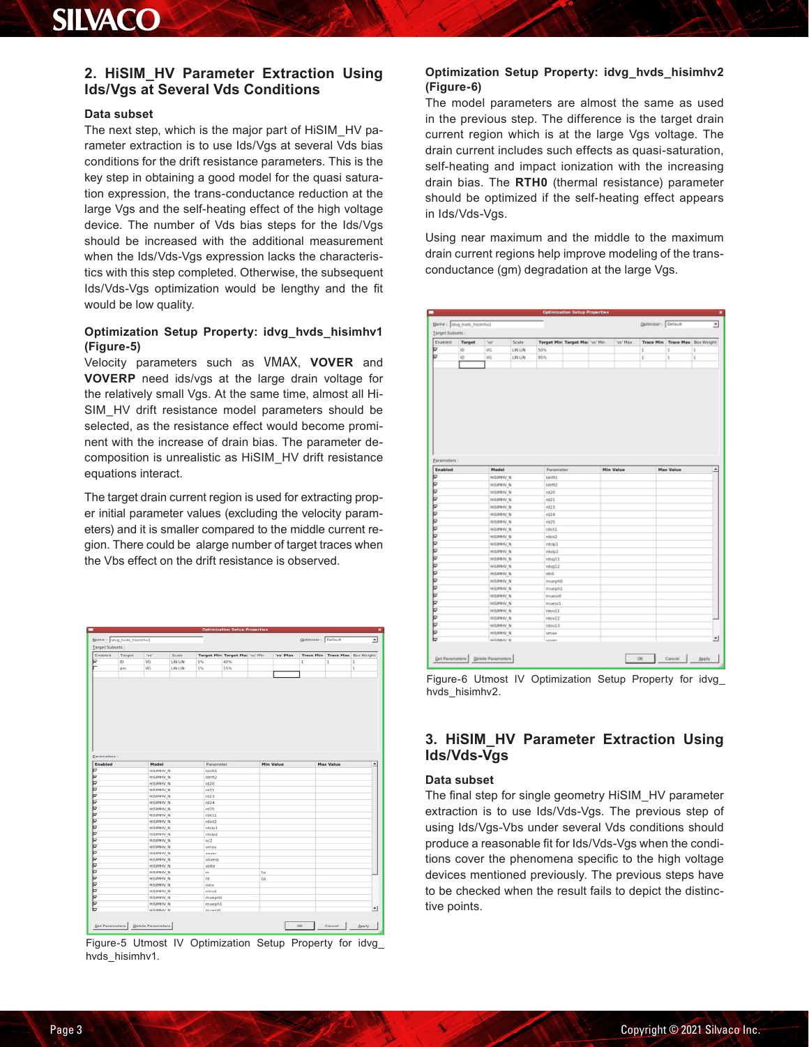## 2. HiSIM_HV Parameter Extraction Using Ids/Vgs at Several Vds Conditions

### Data subset

The next step, which is the major part of HiSIM_HV parameter extraction is to use Ids/Vgs at several Vds bias conditions for the drift resistance parameters. This is the key step in obtaining a good model for the quasi saturation expression, the trans-conductance reduction at the large Vgs and the self-heating effect of the high voltage device. The number of Vds bias steps for the Ids/Vgs should be increased with the additional measurement when the Ids/Vds-Vgs expression lacks the characteristics with this step completed. Otherwise, the subsequent Ids/Vds-Vgs optimization would be lengthy and the fit would be low quality.

### Optimization Setup Property: idvg_hvds_hisimhv1 (Figure-5)

Velocity parameters such as VMAX, **VOVER** and **VOVERP** need ids/vgs at the large drain voltage for the relatively small Vgs. At the same time, almost all HiSIM_HV drift resistance model parameters should be selected, as the resistance effect would become prominent with the increase of drain bias. The parameter decomposition is unrealistic as HiSIM_HV drift resistance equations interact.

The target drain current region is used for extracting proper initial parameter values (excluding the velocity parameters) and it is smaller compared to the middle current region. There could be alarge number of target traces when the Vbs effect on the drift resistance is observed.

Figure-5 Utmost IV Optimization Setup Property for idvg_hvds_hisimhv1.

### Optimization Setup Property: idvg_hvds_hisimhv2 (Figure-6)

The model parameters are almost the same as used in the previous step. The difference is the target drain current region which is at the large Vgs voltage. The drain current includes such effects as quasi-saturation, self-heating and impact ionization with the increasing drain bias. The **RTH0** (thermal resistance) parameter should be optimized if the self-heating effect appears in Ids/Vds-Vgs.

Using near maximum and the middle to the maximum drain current regions help improve modeling of the trans-conductance (gm) degradation at the large Vgs.

Figure-6 Utmost IV Optimization Setup Property for idvg_hvds_hisimhv2.

## 3. HiSIM_HV Parameter Extraction Using Ids/Vds-Vgs

### Data subset

The final step for single geometry HiSIM_HV parameter extraction is to use Ids/Vds-Vgs. The previous step of using Ids/Vgs-Vbs under several Vds conditions should produce a reasonable fit for Ids/Vds-Vgs when the conditions cover the phenomena specific to the high voltage devices mentioned previously. The previous steps have to be checked when the result fails to depict the distinctive points.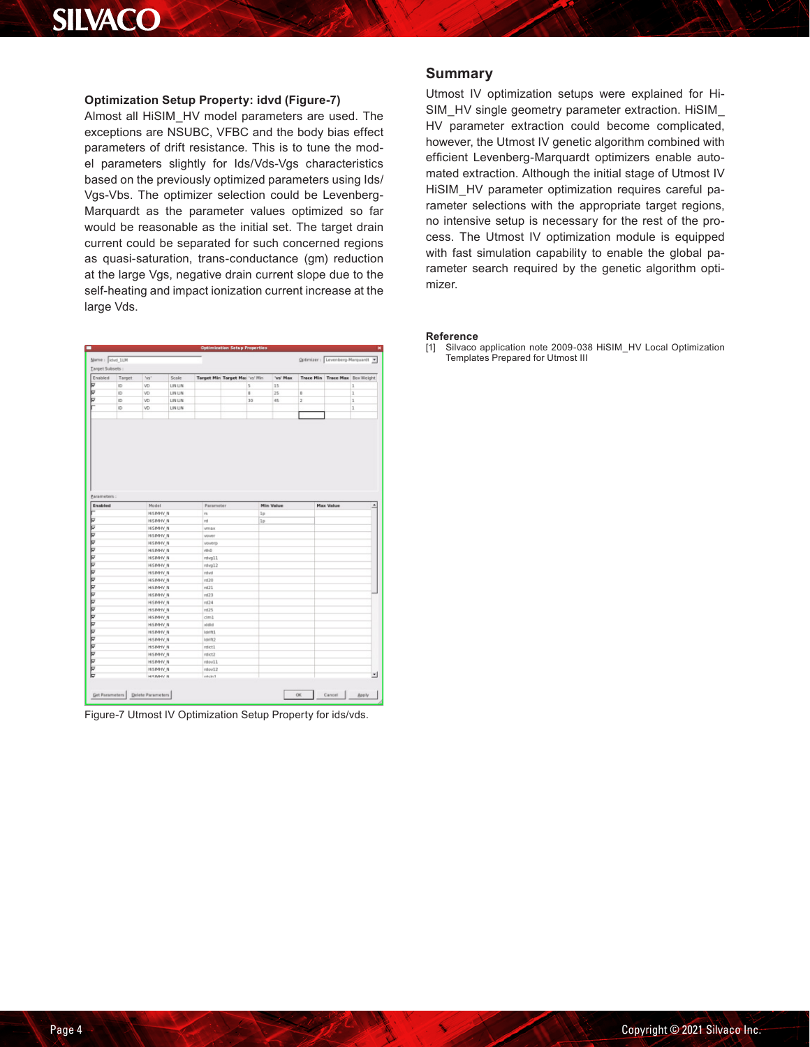### Optimization Setup Property: idvd (Figure-7)

Almost all HiSIM_HV model parameters are used. The exceptions are NSUBC, VFBC and the body bias effect parameters of drift resistance. This is to tune the model parameters slightly for Ids/Vds-Vgs characteristics based on the previously optimized parameters using Ids/Vgs-Vbs. The optimizer selection could be Levenberg-Marquardt as the parameter values optimized so far would be reasonable as the initial set. The target drain current could be separated for such concerned regions as quasi-saturation, trans-conductance (gm) reduction at the large Vgs, negative drain current slope due to the self-heating and impact ionization current increase at the large Vds.

Figure-7 Utmost IV Optimization Setup Property for ids/vds.

## Summary

Utmost IV optimization setups were explained for HiSIM_HV single geometry parameter extraction. HiSIM_HV parameter extraction could become complicated, however, the Utmost IV genetic algorithm combined with efficient Levenberg-Marquardt optimizers enable automated extraction. Although the initial stage of Utmost IV HiSIM_HV parameter optimization requires careful parameter selections with the appropriate target regions, no intensive setup is necessary for the rest of the process. The Utmost IV optimization module is equipped with fast simulation capability to enable the global parameter search required by the genetic algorithm optimizer.

### Reference

[1] Silvaco application note 2009-038 HiSIM_HV Local Optimization Templates Prepared for Utmost III